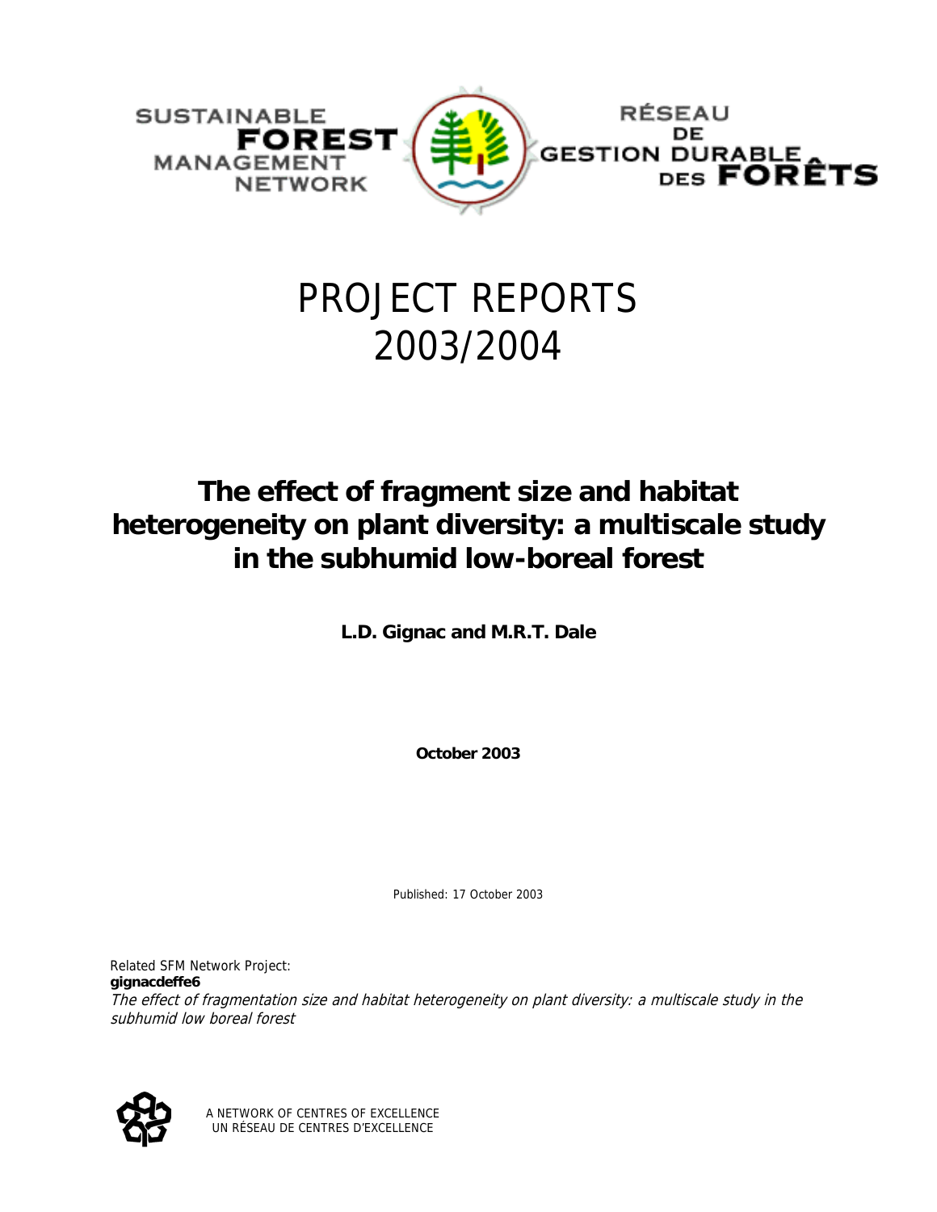SUSTAINABLE **FOREST** MANAGEMENT NETWORK

RÉSEAU DE GESTION DURABLE DES **FORÊTS**

# PROJECT REPORTS 2003/2004

## The effect of fragment size and habitat heterogeneity on plant diversity: a multiscale study in the subhumid low-boreal forest

**L.D. Gignac and M.R.T. Dale**

**October 2003**

Published: 17 October 2003

Related SFM Network Project:
**gignacdeffe6**
*The effect of fragmentation size and habitat heterogeneity on plant diversity: a multiscale study in the subhumid low boreal forest*

A NETWORK OF CENTRES OF EXCELLENCE
UN RÉSEAU DE CENTRES D'EXCELLENCE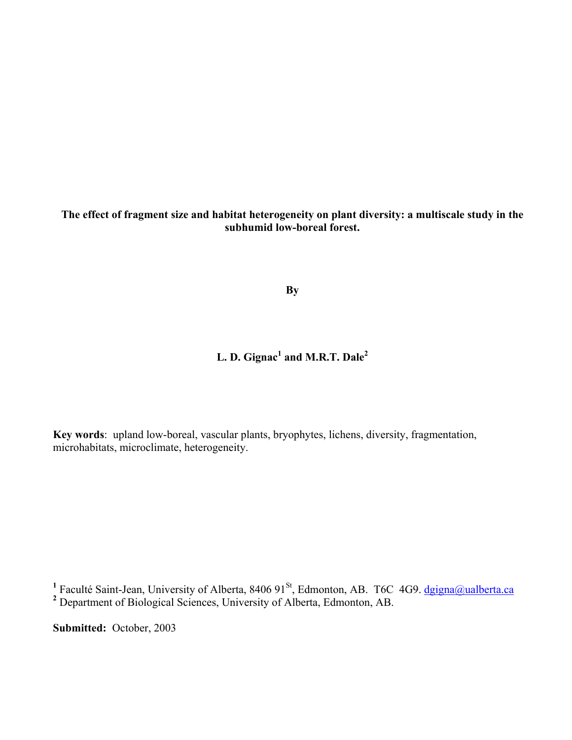**The effect of fragment size and habitat heterogeneity on plant diversity: a multiscale study in the subhumid low-boreal forest.**

**By**

**L. D. Gignac[1] and M.R.T. Dale[2]**

**Key words**: upland low-boreal, vascular plants, bryophytes, lichens, diversity, fragmentation, microhabitats, microclimate, heterogeneity.

[1] Faculté Saint-Jean, University of Alberta, 8406 91[St], Edmonton, AB. T6C 4G9. dgigna@ualberta.ca
[2] Department of Biological Sciences, University of Alberta, Edmonton, AB.

**Submitted:** October, 2003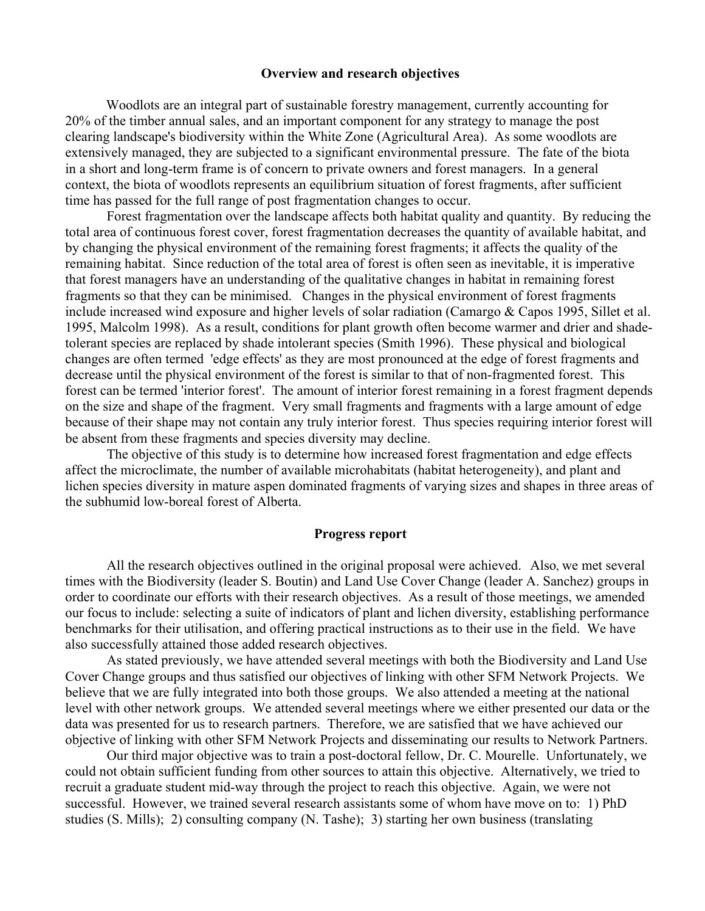## Overview and research objectives

Woodlots are an integral part of sustainable forestry management, currently accounting for 20% of the timber annual sales, and an important component for any strategy to manage the post clearing landscape's biodiversity within the White Zone (Agricultural Area). As some woodlots are extensively managed, they are subjected to a significant environmental pressure. The fate of the biota in a short and long-term frame is of concern to private owners and forest managers. In a general context, the biota of woodlots represents an equilibrium situation of forest fragments, after sufficient time has passed for the full range of post fragmentation changes to occur.

Forest fragmentation over the landscape affects both habitat quality and quantity. By reducing the total area of continuous forest cover, forest fragmentation decreases the quantity of available habitat, and by changing the physical environment of the remaining forest fragments; it affects the quality of the remaining habitat. Since reduction of the total area of forest is often seen as inevitable, it is imperative that forest managers have an understanding of the qualitative changes in habitat in remaining forest fragments so that they can be minimised. Changes in the physical environment of forest fragments include increased wind exposure and higher levels of solar radiation (Camargo & Capos 1995, Sillet et al. 1995, Malcolm 1998). As a result, conditions for plant growth often become warmer and drier and shade-tolerant species are replaced by shade intolerant species (Smith 1996). These physical and biological changes are often termed 'edge effects' as they are most pronounced at the edge of forest fragments and decrease until the physical environment of the forest is similar to that of non-fragmented forest. This forest can be termed 'interior forest'. The amount of interior forest remaining in a forest fragment depends on the size and shape of the fragment. Very small fragments and fragments with a large amount of edge because of their shape may not contain any truly interior forest. Thus species requiring interior forest will be absent from these fragments and species diversity may decline.

The objective of this study is to determine how increased forest fragmentation and edge effects affect the microclimate, the number of available microhabitats (habitat heterogeneity), and plant and lichen species diversity in mature aspen dominated fragments of varying sizes and shapes in three areas of the subhumid low-boreal forest of Alberta.

## Progress report

All the research objectives outlined in the original proposal were achieved. Also, we met several times with the Biodiversity (leader S. Boutin) and Land Use Cover Change (leader A. Sanchez) groups in order to coordinate our efforts with their research objectives. As a result of those meetings, we amended our focus to include: selecting a suite of indicators of plant and lichen diversity, establishing performance benchmarks for their utilisation, and offering practical instructions as to their use in the field. We have also successfully attained those added research objectives.

As stated previously, we have attended several meetings with both the Biodiversity and Land Use Cover Change groups and thus satisfied our objectives of linking with other SFM Network Projects. We believe that we are fully integrated into both those groups. We also attended a meeting at the national level with other network groups. We attended several meetings where we either presented our data or the data was presented for us to research partners. Therefore, we are satisfied that we have achieved our objective of linking with other SFM Network Projects and disseminating our results to Network Partners.

Our third major objective was to train a post-doctoral fellow, Dr. C. Mourelle. Unfortunately, we could not obtain sufficient funding from other sources to attain this objective. Alternatively, we tried to recruit a graduate student mid-way through the project to reach this objective. Again, we were not successful. However, we trained several research assistants some of whom have move on to: 1) PhD studies (S. Mills); 2) consulting company (N. Tashe); 3) starting her own business (translating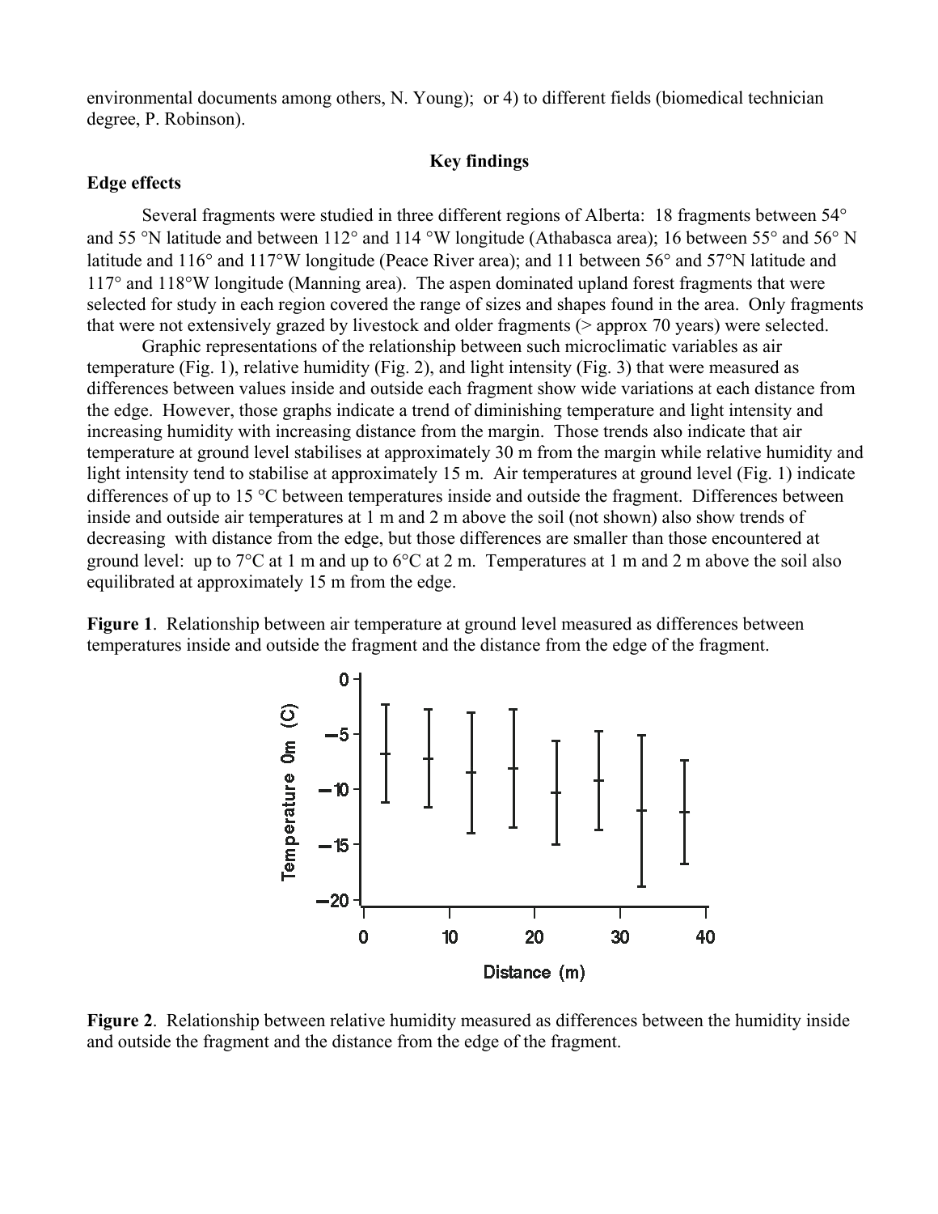environmental documents among others, N. Young); or 4) to different fields (biomedical technician degree, P. Robinson).

## Key findings

### Edge effects

Several fragments were studied in three different regions of Alberta: 18 fragments between 54° and 55 °N latitude and between 112° and 114 °W longitude (Athabasca area); 16 between 55° and 56° N latitude and 116° and 117°W longitude (Peace River area); and 11 between 56° and 57°N latitude and 117° and 118°W longitude (Manning area). The aspen dominated upland forest fragments that were selected for study in each region covered the range of sizes and shapes found in the area. Only fragments that were not extensively grazed by livestock and older fragments (> approx 70 years) were selected.

Graphic representations of the relationship between such microclimatic variables as air temperature (Fig. 1), relative humidity (Fig. 2), and light intensity (Fig. 3) that were measured as differences between values inside and outside each fragment show wide variations at each distance from the edge. However, those graphs indicate a trend of diminishing temperature and light intensity and increasing humidity with increasing distance from the margin. Those trends also indicate that air temperature at ground level stabilises at approximately 30 m from the margin while relative humidity and light intensity tend to stabilise at approximately 15 m. Air temperatures at ground level (Fig. 1) indicate differences of up to 15 °C between temperatures inside and outside the fragment. Differences between inside and outside air temperatures at 1 m and 2 m above the soil (not shown) also show trends of decreasing with distance from the edge, but those differences are smaller than those encountered at ground level: up to 7°C at 1 m and up to 6°C at 2 m. Temperatures at 1 m and 2 m above the soil also equilibrated at approximately 15 m from the edge.

**Figure 1**. Relationship between air temperature at ground level measured as differences between temperatures inside and outside the fragment and the distance from the edge of the fragment.

**Figure 2**. Relationship between relative humidity measured as differences between the humidity inside and outside the fragment and the distance from the edge of the fragment.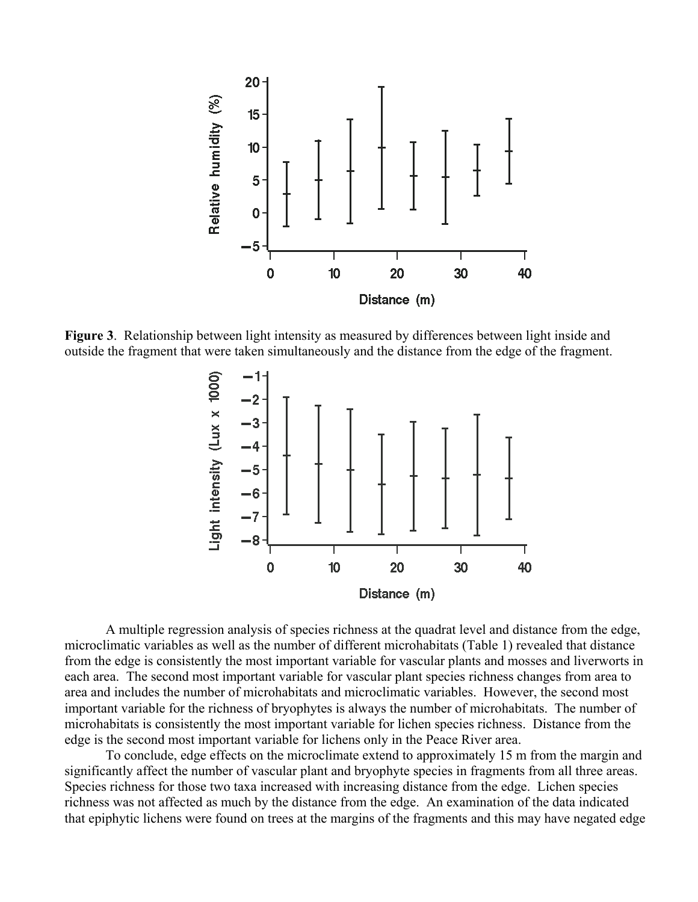**Figure 3**. Relationship between light intensity as measured by differences between light inside and outside the fragment that were taken simultaneously and the distance from the edge of the fragment.

A multiple regression analysis of species richness at the quadrat level and distance from the edge, microclimatic variables as well as the number of different microhabitats (Table 1) revealed that distance from the edge is consistently the most important variable for vascular plants and mosses and liverworts in each area. The second most important variable for vascular plant species richness changes from area to area and includes the number of microhabitats and microclimatic variables. However, the second most important variable for the richness of bryophytes is always the number of microhabitats. The number of microhabitats is consistently the most important variable for lichen species richness. Distance from the edge is the second most important variable for lichens only in the Peace River area.

To conclude, edge effects on the microclimate extend to approximately 15 m from the margin and significantly affect the number of vascular plant and bryophyte species in fragments from all three areas. Species richness for those two taxa increased with increasing distance from the edge. Lichen species richness was not affected as much by the distance from the edge. An examination of the data indicated that epiphytic lichens were found on trees at the margins of the fragments and this may have negated edge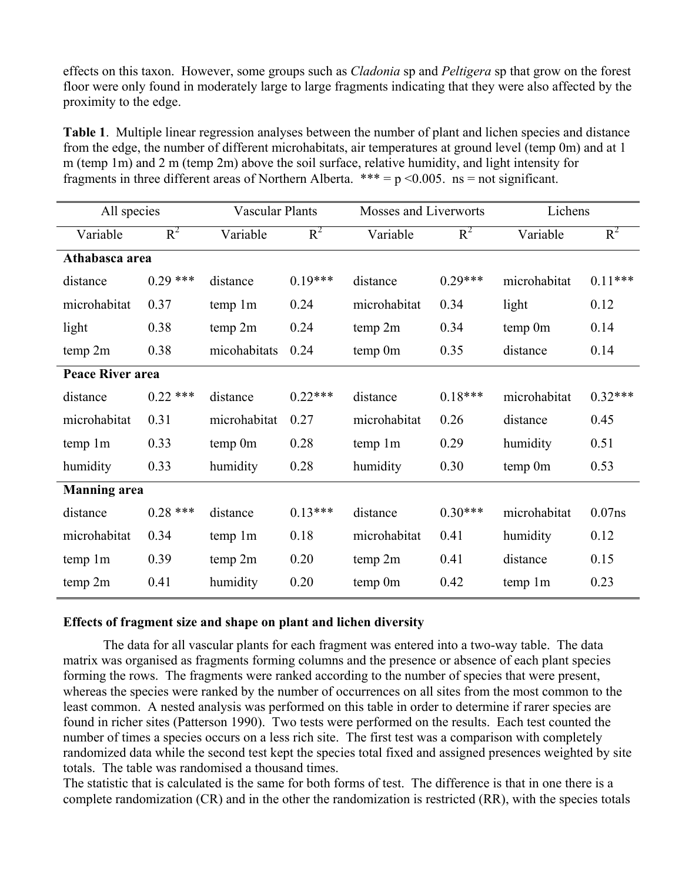effects on this taxon. However, some groups such as *Cladonia* sp and *Peltigera* sp that grow on the forest floor were only found in moderately large to large fragments indicating that they were also affected by the proximity to the edge.

**Table 1**. Multiple linear regression analyses between the number of plant and lichen species and distance from the edge, the number of different microhabitats, air temperatures at ground level (temp 0m) and at 1 m (temp 1m) and 2 m (temp 2m) above the soil surface, relative humidity, and light intensity for fragments in three different areas of Northern Alberta. *** = $p < 0.005$. ns = not significant.

| All species | | Vascular Plants | | Mosses and Liverworts | | Lichens | |
|---|---|---|---|---|---|---|---|
| Variable | $R^2$ | Variable | $R^2$ | Variable | $R^2$ | Variable | $R^2$ |
| **Athabasca area** | | | | | | | |
| distance | 0.29 *** | distance | 0.19*** | distance | 0.29*** | microhabitat | 0.11*** |
| microhabitat | 0.37 | temp 1m | 0.24 | microhabitat | 0.34 | light | 0.12 |
| light | 0.38 | temp 2m | 0.24 | temp 2m | 0.34 | temp 0m | 0.14 |
| temp 2m | 0.38 | micohabitats | 0.24 | temp 0m | 0.35 | distance | 0.14 |
| **Peace River area** | | | | | | | |
| distance | 0.22 *** | distance | 0.22*** | distance | 0.18*** | microhabitat | 0.32*** |
| microhabitat | 0.31 | microhabitat | 0.27 | microhabitat | 0.26 | distance | 0.45 |
| temp 1m | 0.33 | temp 0m | 0.28 | temp 1m | 0.29 | humidity | 0.51 |
| humidity | 0.33 | humidity | 0.28 | humidity | 0.30 | temp 0m | 0.53 |
| **Manning area** | | | | | | | |
| distance | 0.28 *** | distance | 0.13*** | distance | 0.30*** | microhabitat | 0.07ns |
| microhabitat | 0.34 | temp 1m | 0.18 | microhabitat | 0.41 | humidity | 0.12 |
| temp 1m | 0.39 | temp 2m | 0.20 | temp 2m | 0.41 | distance | 0.15 |
| temp 2m | 0.41 | humidity | 0.20 | temp 0m | 0.42 | temp 1m | 0.23 |

### Effects of fragment size and shape on plant and lichen diversity

The data for all vascular plants for each fragment was entered into a two-way table. The data matrix was organised as fragments forming columns and the presence or absence of each plant species forming the rows. The fragments were ranked according to the number of species that were present, whereas the species were ranked by the number of occurrences on all sites from the most common to the least common. A nested analysis was performed on this table in order to determine if rarer species are found in richer sites (Patterson 1990). Two tests were performed on the results. Each test counted the number of times a species occurs on a less rich site. The first test was a comparison with completely randomized data while the second test kept the species total fixed and assigned presences weighted by site totals. The table was randomised a thousand times.

The statistic that is calculated is the same for both forms of test. The difference is that in one there is a complete randomization (CR) and in the other the randomization is restricted (RR), with the species totals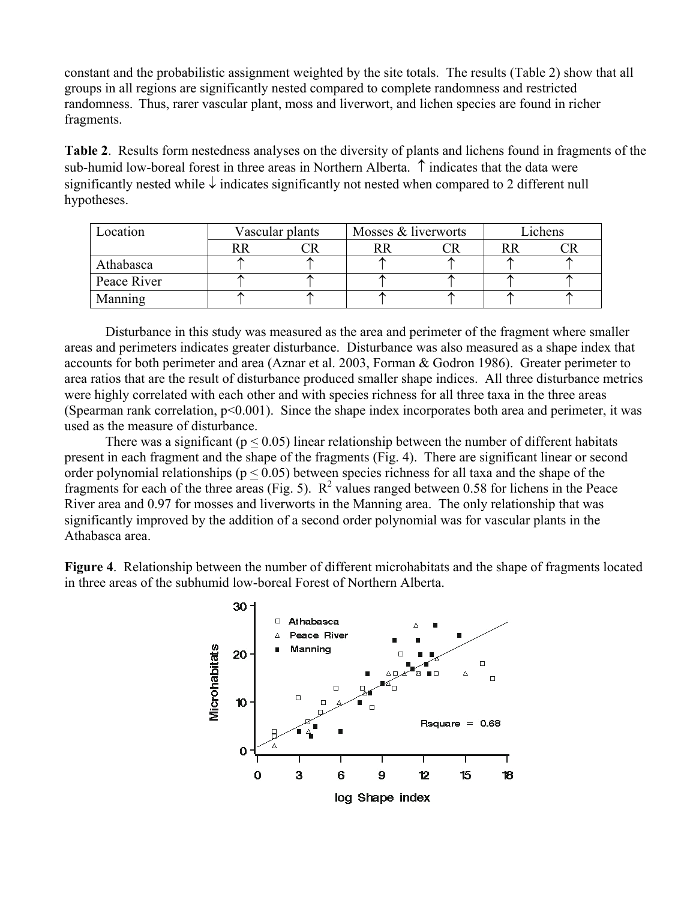constant and the probabilistic assignment weighted by the site totals. The results (Table 2) show that all groups in all regions are significantly nested compared to complete randomness and restricted randomness. Thus, rarer vascular plant, moss and liverwort, and lichen species are found in richer fragments.

**Table 2**. Results form nestedness analyses on the diversity of plants and lichens found in fragments of the sub-humid low-boreal forest in three areas in Northern Alberta. ↑ indicates that the data were significantly nested while ↓ indicates significantly not nested when compared to 2 different null hypotheses.

| Location | Vascular plants | | Mosses & liverworts | | Lichens | |
|---|---|---|---|---|---|---|
| | RR | CR | RR | CR | RR | CR |
| Athabasca | ↑ | ↑ | ↑ | ↑ | ↑ | ↑ |
| Peace River | ↑ | ↑ | ↑ | ↑ | ↑ | ↑ |
| Manning | ↑ | ↑ | ↑ | ↑ | ↑ | ↑ |

Disturbance in this study was measured as the area and perimeter of the fragment where smaller areas and perimeters indicates greater disturbance. Disturbance was also measured as a shape index that accounts for both perimeter and area (Aznar et al. 2003, Forman & Godron 1986). Greater perimeter to area ratios that are the result of disturbance produced smaller shape indices. All three disturbance metrics were highly correlated with each other and with species richness for all three taxa in the three areas (Spearman rank correlation, $p<0.001$). Since the shape index incorporates both area and perimeter, it was used as the measure of disturbance.

There was a significant ($p \leq 0.05$) linear relationship between the number of different habitats present in each fragment and the shape of the fragments (Fig. 4). There are significant linear or second order polynomial relationships ($p \leq 0.05$) between species richness for all taxa and the shape of the fragments for each of the three areas (Fig. 5). $R^2$ values ranged between 0.58 for lichens in the Peace River area and 0.97 for mosses and liverworts in the Manning area. The only relationship that was significantly improved by the addition of a second order polynomial was for vascular plants in the Athabasca area.

**Figure 4**. Relationship between the number of different microhabitats and the shape of fragments located in three areas of the subhumid low-boreal Forest of Northern Alberta.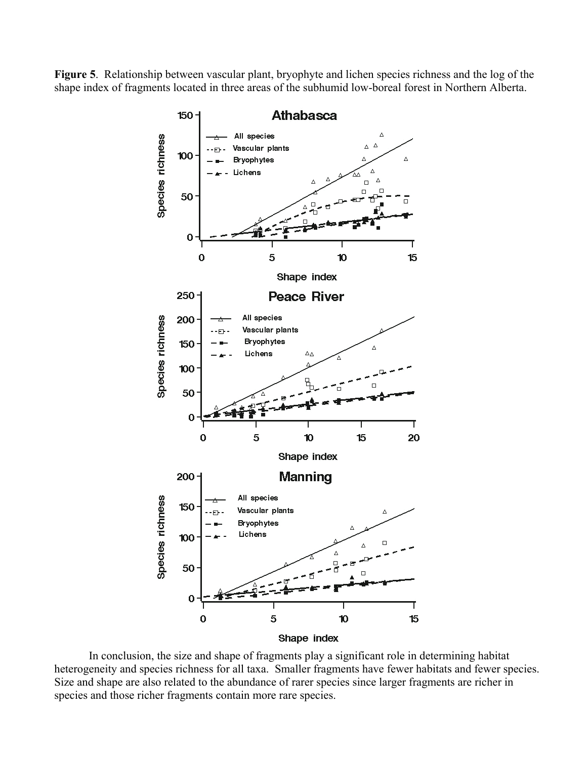**Figure 5**. Relationship between vascular plant, bryophyte and lichen species richness and the log of the shape index of fragments located in three areas of the subhumid low-boreal forest in Northern Alberta.

In conclusion, the size and shape of fragments play a significant role in determining habitat heterogeneity and species richness for all taxa. Smaller fragments have fewer habitats and fewer species. Size and shape are also related to the abundance of rarer species since larger fragments are richer in species and those richer fragments contain more rare species.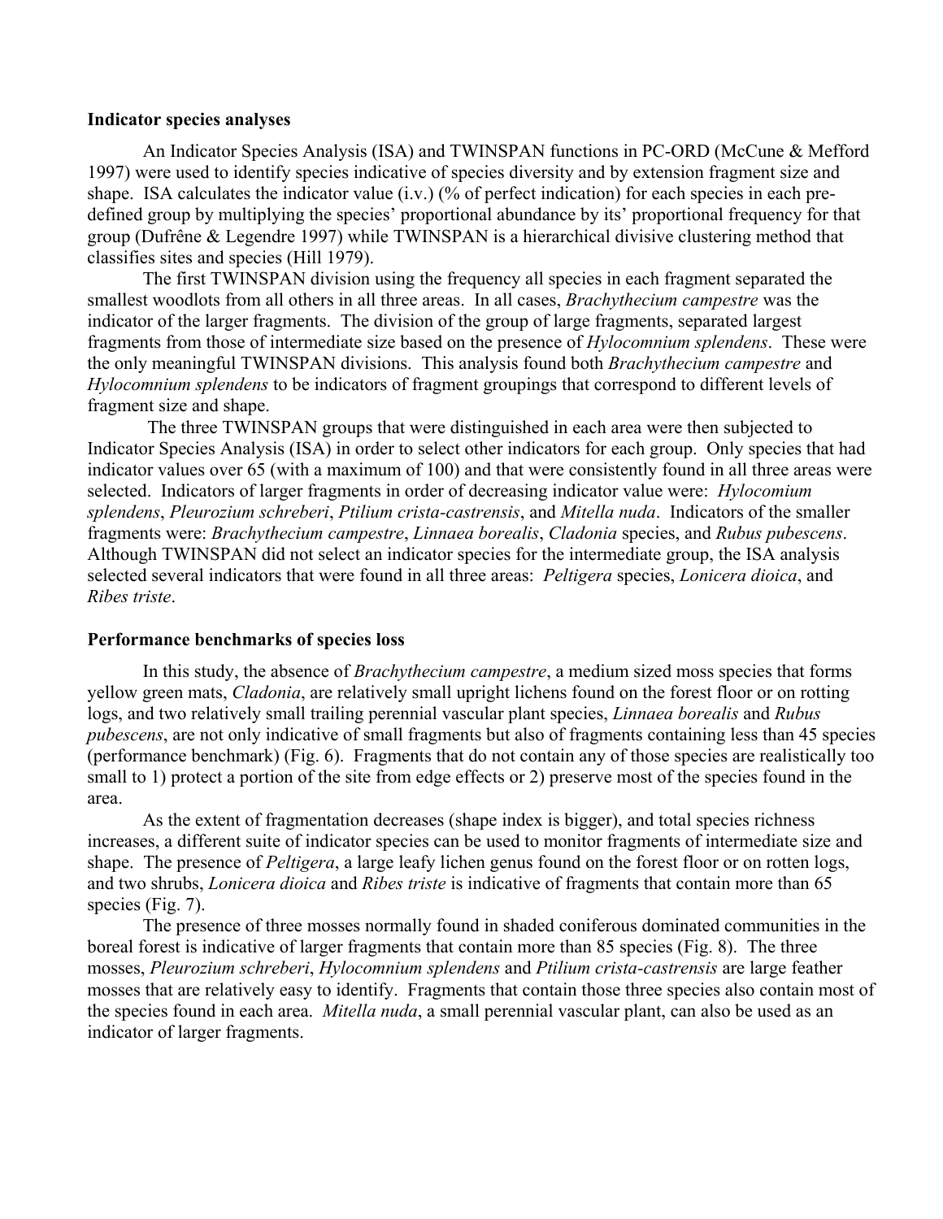### Indicator species analyses

An Indicator Species Analysis (ISA) and TWINSPAN functions in PC-ORD (McCune & Mefford 1997) were used to identify species indicative of species diversity and by extension fragment size and shape. ISA calculates the indicator value (i.v.) (% of perfect indication) for each species in each pre-defined group by multiplying the species' proportional abundance by its' proportional frequency for that group (Dufrêne & Legendre 1997) while TWINSPAN is a hierarchical divisive clustering method that classifies sites and species (Hill 1979).

The first TWINSPAN division using the frequency all species in each fragment separated the smallest woodlots from all others in all three areas. In all cases, *Brachythecium campestre* was the indicator of the larger fragments. The division of the group of large fragments, separated largest fragments from those of intermediate size based on the presence of *Hylocomnium splendens*. These were the only meaningful TWINSPAN divisions. This analysis found both *Brachythecium campestre* and *Hylocomnium splendens* to be indicators of fragment groupings that correspond to different levels of fragment size and shape.

The three TWINSPAN groups that were distinguished in each area were then subjected to Indicator Species Analysis (ISA) in order to select other indicators for each group. Only species that had indicator values over 65 (with a maximum of 100) and that were consistently found in all three areas were selected. Indicators of larger fragments in order of decreasing indicator value were: *Hylocomium splendens*, *Pleurozium schreberi*, *Ptilium crista-castrensis*, and *Mitella nuda*. Indicators of the smaller fragments were: *Brachythecium campestre*, *Linnaea borealis*, *Cladonia* species, and *Rubus pubescens*. Although TWINSPAN did not select an indicator species for the intermediate group, the ISA analysis selected several indicators that were found in all three areas: *Peltigera* species, *Lonicera dioica*, and *Ribes triste*.

### Performance benchmarks of species loss

In this study, the absence of *Brachythecium campestre*, a medium sized moss species that forms yellow green mats, *Cladonia*, are relatively small upright lichens found on the forest floor or on rotting logs, and two relatively small trailing perennial vascular plant species, *Linnaea borealis* and *Rubus pubescens*, are not only indicative of small fragments but also of fragments containing less than 45 species (performance benchmark) (Fig. 6). Fragments that do not contain any of those species are realistically too small to 1) protect a portion of the site from edge effects or 2) preserve most of the species found in the area.

As the extent of fragmentation decreases (shape index is bigger), and total species richness increases, a different suite of indicator species can be used to monitor fragments of intermediate size and shape. The presence of *Peltigera*, a large leafy lichen genus found on the forest floor or on rotten logs, and two shrubs, *Lonicera dioica* and *Ribes triste* is indicative of fragments that contain more than 65 species (Fig. 7).

The presence of three mosses normally found in shaded coniferous dominated communities in the boreal forest is indicative of larger fragments that contain more than 85 species (Fig. 8). The three mosses, *Pleurozium schreberi*, *Hylocomnium splendens* and *Ptilium crista-castrensis* are large feather mosses that are relatively easy to identify. Fragments that contain those three species also contain most of the species found in each area. *Mitella nuda*, a small perennial vascular plant, can also be used as an indicator of larger fragments.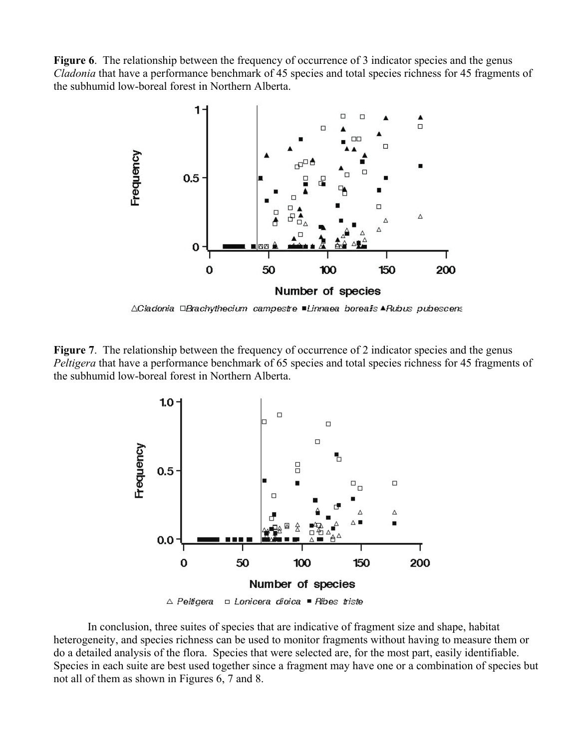**Figure 6**. The relationship between the frequency of occurrence of 3 indicator species and the genus *Cladonia* that have a performance benchmark of 45 species and total species richness for 45 fragments of the subhumid low-boreal forest in Northern Alberta.

**Figure 7**. The relationship between the frequency of occurrence of 2 indicator species and the genus *Peltigera* that have a performance benchmark of 65 species and total species richness for 45 fragments of the subhumid low-boreal forest in Northern Alberta.

In conclusion, three suites of species that are indicative of fragment size and shape, habitat heterogeneity, and species richness can be used to monitor fragments without having to measure them or do a detailed analysis of the flora. Species that were selected are, for the most part, easily identifiable. Species in each suite are best used together since a fragment may have one or a combination of species but not all of them as shown in Figures 6, 7 and 8.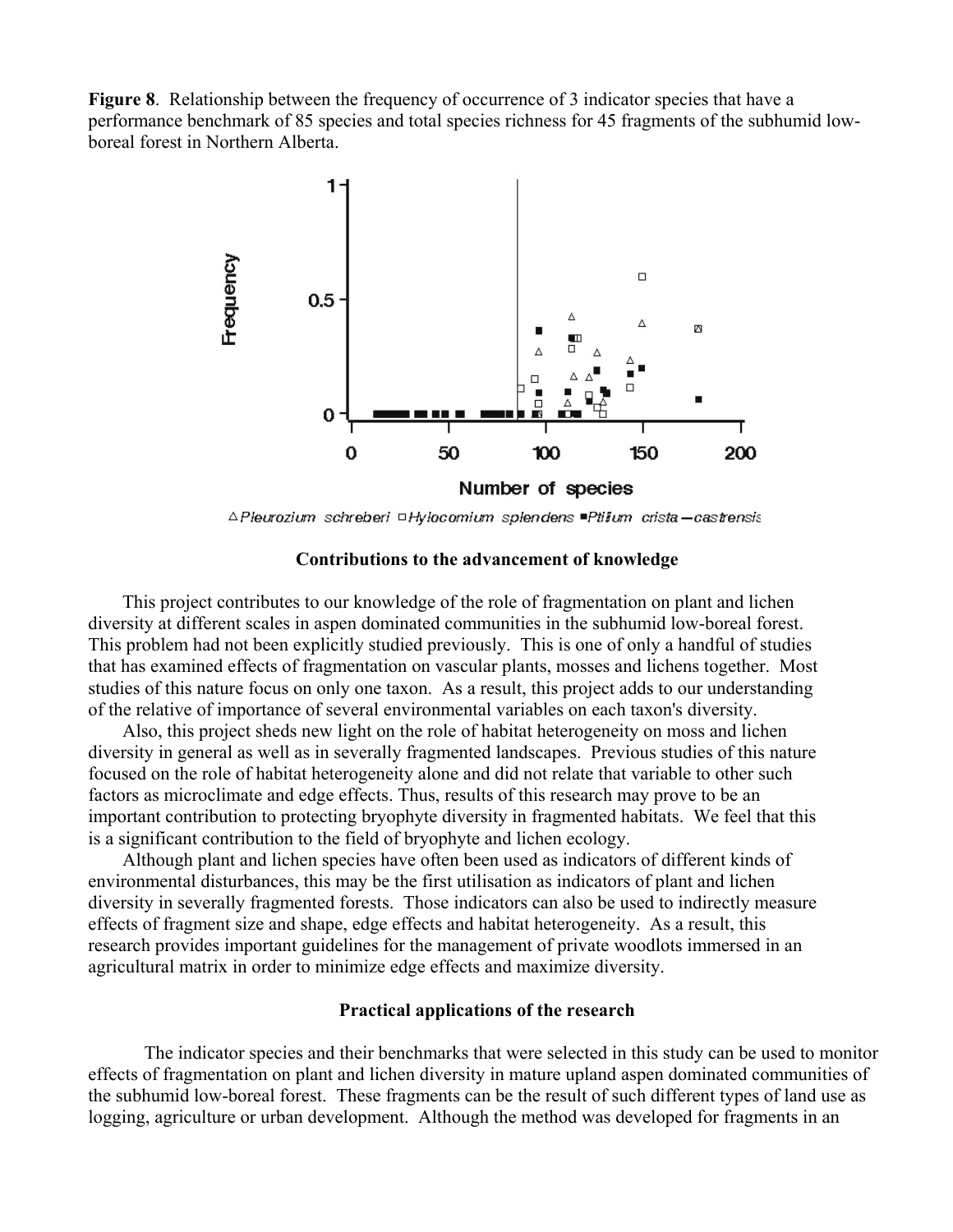**Figure 8**. Relationship between the frequency of occurrence of 3 indicator species that have a performance benchmark of 85 species and total species richness for 45 fragments of the subhumid low-boreal forest in Northern Alberta.

### Contributions to the advancement of knowledge

This project contributes to our knowledge of the role of fragmentation on plant and lichen diversity at different scales in aspen dominated communities in the subhumid low-boreal forest. This problem had not been explicitly studied previously. This is one of only a handful of studies that has examined effects of fragmentation on vascular plants, mosses and lichens together. Most studies of this nature focus on only one taxon. As a result, this project adds to our understanding of the relative of importance of several environmental variables on each taxon's diversity.

Also, this project sheds new light on the role of habitat heterogeneity on moss and lichen diversity in general as well as in severally fragmented landscapes. Previous studies of this nature focused on the role of habitat heterogeneity alone and did not relate that variable to other such factors as microclimate and edge effects. Thus, results of this research may prove to be an important contribution to protecting bryophyte diversity in fragmented habitats. We feel that this is a significant contribution to the field of bryophyte and lichen ecology.

Although plant and lichen species have often been used as indicators of different kinds of environmental disturbances, this may be the first utilisation as indicators of plant and lichen diversity in severally fragmented forests. Those indicators can also be used to indirectly measure effects of fragment size and shape, edge effects and habitat heterogeneity. As a result, this research provides important guidelines for the management of private woodlots immersed in an agricultural matrix in order to minimize edge effects and maximize diversity.

### Practical applications of the research

The indicator species and their benchmarks that were selected in this study can be used to monitor effects of fragmentation on plant and lichen diversity in mature upland aspen dominated communities of the subhumid low-boreal forest. These fragments can be the result of such different types of land use as logging, agriculture or urban development. Although the method was developed for fragments in an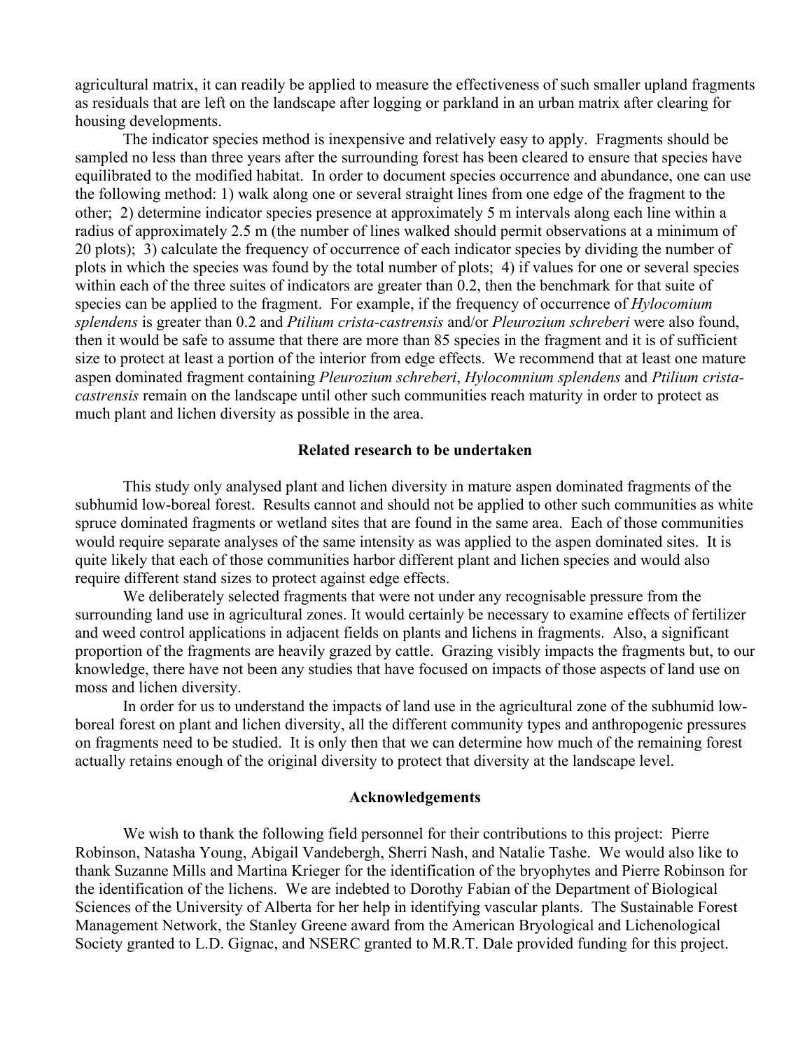agricultural matrix, it can readily be applied to measure the effectiveness of such smaller upland fragments as residuals that are left on the landscape after logging or parkland in an urban matrix after clearing for housing developments.

The indicator species method is inexpensive and relatively easy to apply. Fragments should be sampled no less than three years after the surrounding forest has been cleared to ensure that species have equilibrated to the modified habitat. In order to document species occurrence and abundance, one can use the following method: 1) walk along one or several straight lines from one edge of the fragment to the other; 2) determine indicator species presence at approximately 5 m intervals along each line within a radius of approximately 2.5 m (the number of lines walked should permit observations at a minimum of 20 plots); 3) calculate the frequency of occurrence of each indicator species by dividing the number of plots in which the species was found by the total number of plots; 4) if values for one or several species within each of the three suites of indicators are greater than 0.2, then the benchmark for that suite of species can be applied to the fragment. For example, if the frequency of occurrence of *Hylocomium splendens* is greater than 0.2 and *Ptilium crista-castrensis* and/or *Pleurozium schreberi* were also found, then it would be safe to assume that there are more than 85 species in the fragment and it is of sufficient size to protect at least a portion of the interior from edge effects. We recommend that at least one mature aspen dominated fragment containing *Pleurozium schreberi*, *Hylocomnium splendens* and *Ptilium crista-castrensis* remain on the landscape until other such communities reach maturity in order to protect as much plant and lichen diversity as possible in the area.

## Related research to be undertaken

This study only analysed plant and lichen diversity in mature aspen dominated fragments of the subhumid low-boreal forest. Results cannot and should not be applied to other such communities as white spruce dominated fragments or wetland sites that are found in the same area. Each of those communities would require separate analyses of the same intensity as was applied to the aspen dominated sites. It is quite likely that each of those communities harbor different plant and lichen species and would also require different stand sizes to protect against edge effects.

We deliberately selected fragments that were not under any recognisable pressure from the surrounding land use in agricultural zones. It would certainly be necessary to examine effects of fertilizer and weed control applications in adjacent fields on plants and lichens in fragments. Also, a significant proportion of the fragments are heavily grazed by cattle. Grazing visibly impacts the fragments but, to our knowledge, there have not been any studies that have focused on impacts of those aspects of land use on moss and lichen diversity.

In order for us to understand the impacts of land use in the agricultural zone of the subhumid low-boreal forest on plant and lichen diversity, all the different community types and anthropogenic pressures on fragments need to be studied. It is only then that we can determine how much of the remaining forest actually retains enough of the original diversity to protect that diversity at the landscape level.

## Acknowledgements

We wish to thank the following field personnel for their contributions to this project: Pierre Robinson, Natasha Young, Abigail Vandebergh, Sherri Nash, and Natalie Tashe. We would also like to thank Suzanne Mills and Martina Krieger for the identification of the bryophytes and Pierre Robinson for the identification of the lichens. We are indebted to Dorothy Fabian of the Department of Biological Sciences of the University of Alberta for her help in identifying vascular plants. The Sustainable Forest Management Network, the Stanley Greene award from the American Bryological and Lichenological Society granted to L.D. Gignac, and NSERC granted to M.R.T. Dale provided funding for this project.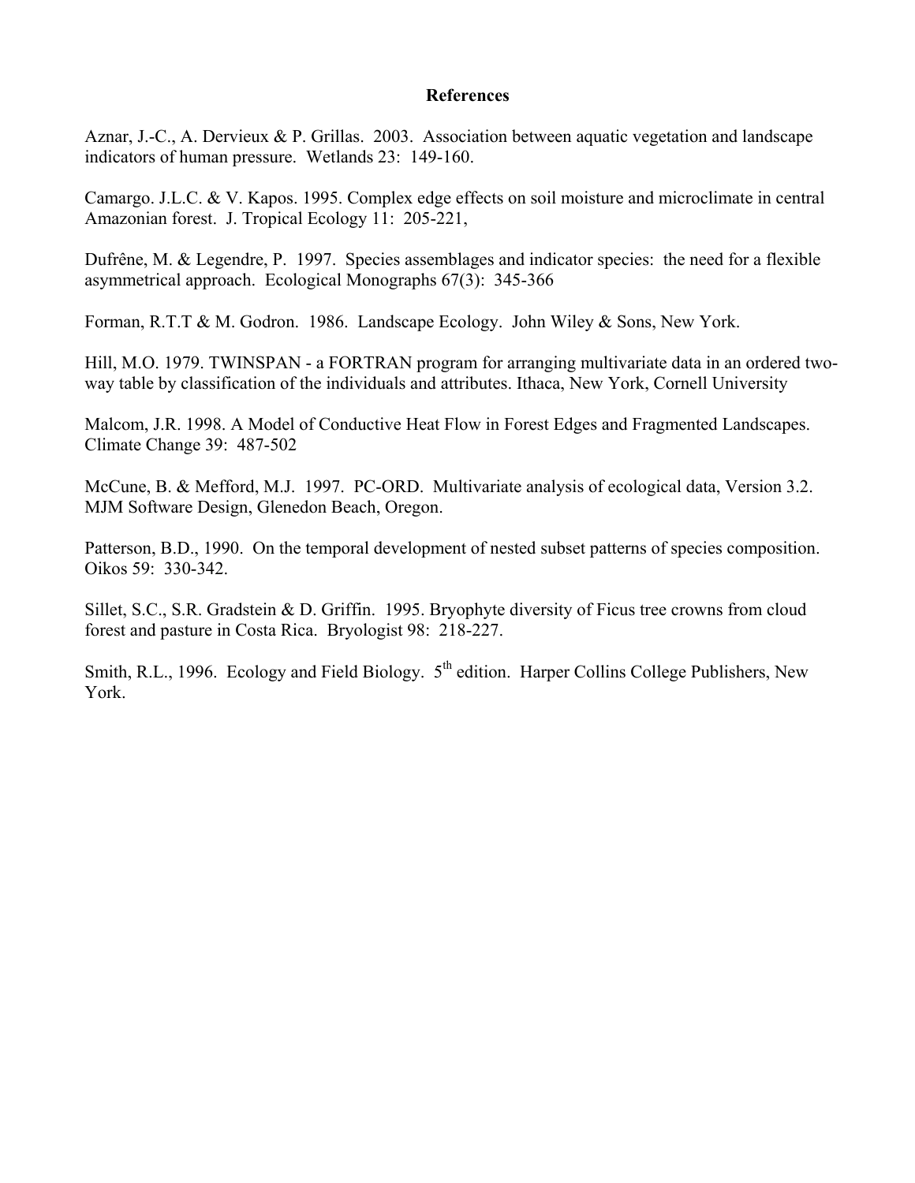# References

Aznar, J.-C., A. Dervieux & P. Grillas. 2003. Association between aquatic vegetation and landscape indicators of human pressure. Wetlands 23: 149-160.

Camargo. J.L.C. & V. Kapos. 1995. Complex edge effects on soil moisture and microclimate in central Amazonian forest. J. Tropical Ecology 11: 205-221,

Dufrêne, M. & Legendre, P. 1997. Species assemblages and indicator species: the need for a flexible asymmetrical approach. Ecological Monographs 67(3): 345-366

Forman, R.T.T & M. Godron. 1986. Landscape Ecology. John Wiley & Sons, New York.

Hill, M.O. 1979. TWINSPAN - a FORTRAN program for arranging multivariate data in an ordered two-way table by classification of the individuals and attributes. Ithaca, New York, Cornell University

Malcom, J.R. 1998. A Model of Conductive Heat Flow in Forest Edges and Fragmented Landscapes. Climate Change 39: 487-502

McCune, B. & Mefford, M.J. 1997. PC-ORD. Multivariate analysis of ecological data, Version 3.2. MJM Software Design, Glenedon Beach, Oregon.

Patterson, B.D., 1990. On the temporal development of nested subset patterns of species composition. Oikos 59: 330-342.

Sillet, S.C., S.R. Gradstein & D. Griffin. 1995. Bryophyte diversity of Ficus tree crowns from cloud forest and pasture in Costa Rica. Bryologist 98: 218-227.

Smith, R.L., 1996. Ecology and Field Biology. 5th edition. Harper Collins College Publishers, New York.